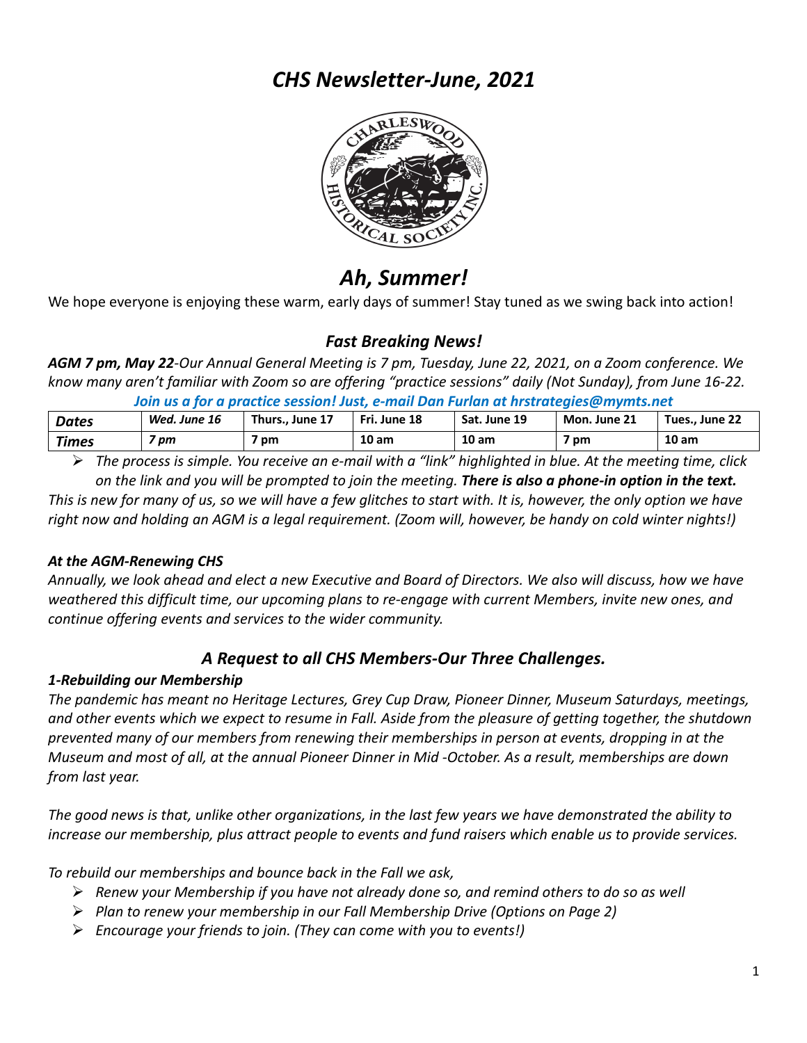# *CHS Newsletter-June, 2021*

## *Ah, Summer!*

We hope everyone is enjoying these warm, early days of summer! Stay tuned as we swing back into action!

### *Fast Breaking News!*

***AGM 7 pm, May 22****-Our Annual General Meeting is 7 pm, Tuesday, June 22, 2021, on a Zoom conference. We know many aren't familiar with Zoom so are offering "practice sessions" daily (Not Sunday), from June 16-22.*

***Join us a for a practice session! Just, e-mail Dan Furlan at hrstrategies@mymts.net***

| *Dates* | *Wed. June 16* | Thurs., June 17 | Fri. June 18 | Sat. June 19 | Mon. June 21 | Tues., June 22 |
|---|---|---|---|---|---|---|
| *Times* | *7 pm* | 7 pm | 10 am | 10 am | 7 pm | 10 am |

- *The process is simple. You receive an e-mail with a "link" highlighted in blue. At the meeting time, click on the link and you will be prompted to join the meeting.* ***There is also a phone-in option in the text.***

*This is new for many of us, so we will have a few glitches to start with. It is, however, the only option we have right now and holding an AGM is a legal requirement. (Zoom will, however, be handy on cold winter nights!)*

#### *At the AGM-Renewing CHS*

*Annually, we look ahead and elect a new Executive and Board of Directors. We also will discuss, how we have weathered this difficult time, our upcoming plans to re-engage with current Members, invite new ones, and continue offering events and services to the wider community.*

### *A Request to all CHS Members-Our Three Challenges.*

#### *1-Rebuilding our Membership*

*The pandemic has meant no Heritage Lectures, Grey Cup Draw, Pioneer Dinner, Museum Saturdays, meetings, and other events which we expect to resume in Fall. Aside from the pleasure of getting together, the shutdown prevented many of our members from renewing their memberships in person at events, dropping in at the Museum and most of all, at the annual Pioneer Dinner in Mid -October. As a result, memberships are down from last year.*

*The good news is that, unlike other organizations, in the last few years we have demonstrated the ability to increase our membership, plus attract people to events and fund raisers which enable us to provide services.*

*To rebuild our memberships and bounce back in the Fall we ask,*

- *Renew your Membership if you have not already done so, and remind others to do so as well*
- *Plan to renew your membership in our Fall Membership Drive (Options on Page 2)*
- *Encourage your friends to join. (They can come with you to events!)*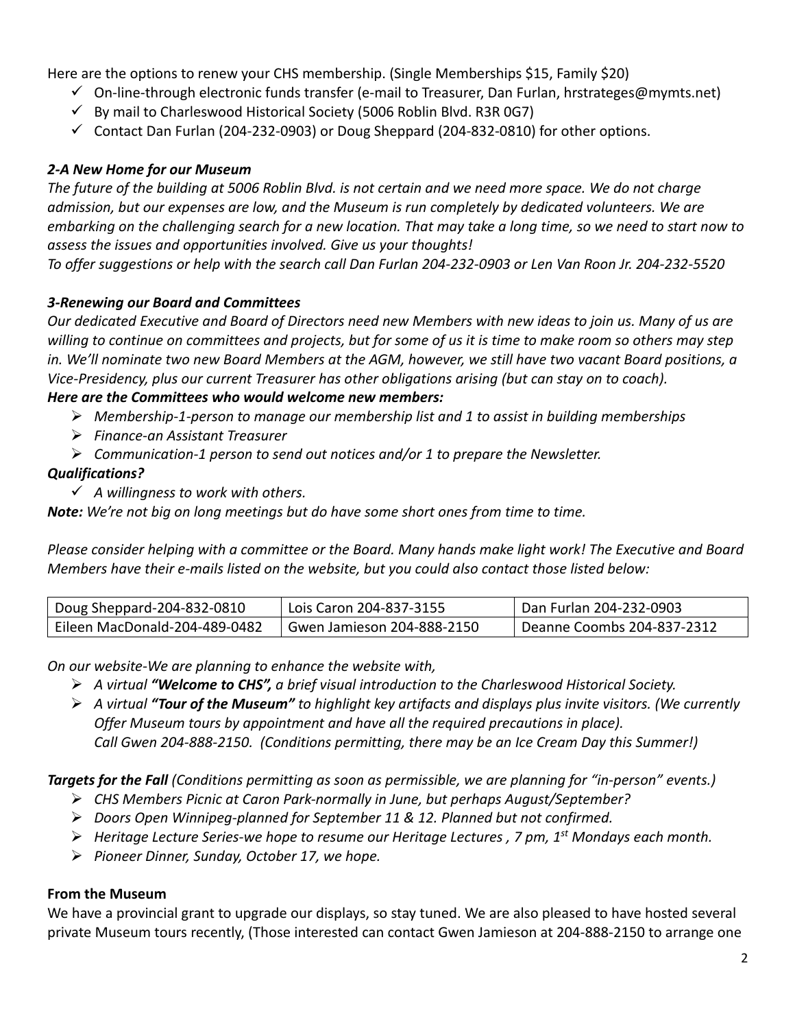Here are the options to renew your CHS membership. (Single Memberships $15, Family $20)

- ✓ On-line-through electronic funds transfer (e-mail to Treasurer, Dan Furlan, hrstrateges@mymts.net)
- ✓ By mail to Charleswood Historical Society (5006 Roblin Blvd. R3R 0G7)
- ✓ Contact Dan Furlan (204-232-0903) or Doug Sheppard (204-832-0810) for other options.

### *2-A New Home for our Museum*

*The future of the building at 5006 Roblin Blvd. is not certain and we need more space. We do not charge admission, but our expenses are low, and the Museum is run completely by dedicated volunteers. We are embarking on the challenging search for a new location. That may take a long time, so we need to start now to assess the issues and opportunities involved. Give us your thoughts!*
*To offer suggestions or help with the search call Dan Furlan 204-232-0903 or Len Van Roon Jr. 204-232-5520*

### *3-Renewing our Board and Committees*

*Our dedicated Executive and Board of Directors need new Members with new ideas to join us. Many of us are willing to continue on committees and projects, but for some of us it is time to make room so others may step in. We'll nominate two new Board Members at the AGM, however, we still have two vacant Board positions, a Vice-Presidency, plus our current Treasurer has other obligations arising (but can stay on to coach).*

***Here are the Committees who would welcome new members:***

- *Membership-1-person to manage our membership list and 1 to assist in building memberships*
- *Finance-an Assistant Treasurer*
- *Communication-1 person to send out notices and/or 1 to prepare the Newsletter.*

***Qualifications?***

- ✓ *A willingness to work with others.*

***Note:*** *We're not big on long meetings but do have some short ones from time to time.*

*Please consider helping with a committee or the Board. Many hands make light work! The Executive and Board Members have their e-mails listed on the website, but you could also contact those listed below:*

| Doug Sheppard-204-832-0810 | Lois Caron 204-837-3155 | Dan Furlan 204-232-0903 |
|---|---|---|
| Eileen MacDonald-204-489-0482 | Gwen Jamieson 204-888-2150 | Deanne Coombs 204-837-2312 |

*On our website-We are planning to enhance the website with,*

- *A virtual **"Welcome to CHS",** a brief visual introduction to the Charleswood Historical Society.*
- *A virtual **"Tour of the Museum"** to highlight key artifacts and displays plus invite visitors. (We currently Offer Museum tours by appointment and have all the required precautions in place).*
  *Call Gwen 204-888-2150. (Conditions permitting, there may be an Ice Cream Day this Summer!)*

***Targets for the Fall*** *(Conditions permitting as soon as permissible, we are planning for "in-person" events.)*

- *CHS Members Picnic at Caron Park-normally in June, but perhaps August/September?*
- *Doors Open Winnipeg-planned for September 11 & 12. Planned but not confirmed.*
- *Heritage Lecture Series-we hope to resume our Heritage Lectures , 7 pm, 1st Mondays each month.*
- *Pioneer Dinner, Sunday, October 17, we hope.*

**From the Museum**

We have a provincial grant to upgrade our displays, so stay tuned. We are also pleased to have hosted several private Museum tours recently, (Those interested can contact Gwen Jamieson at 204-888-2150 to arrange one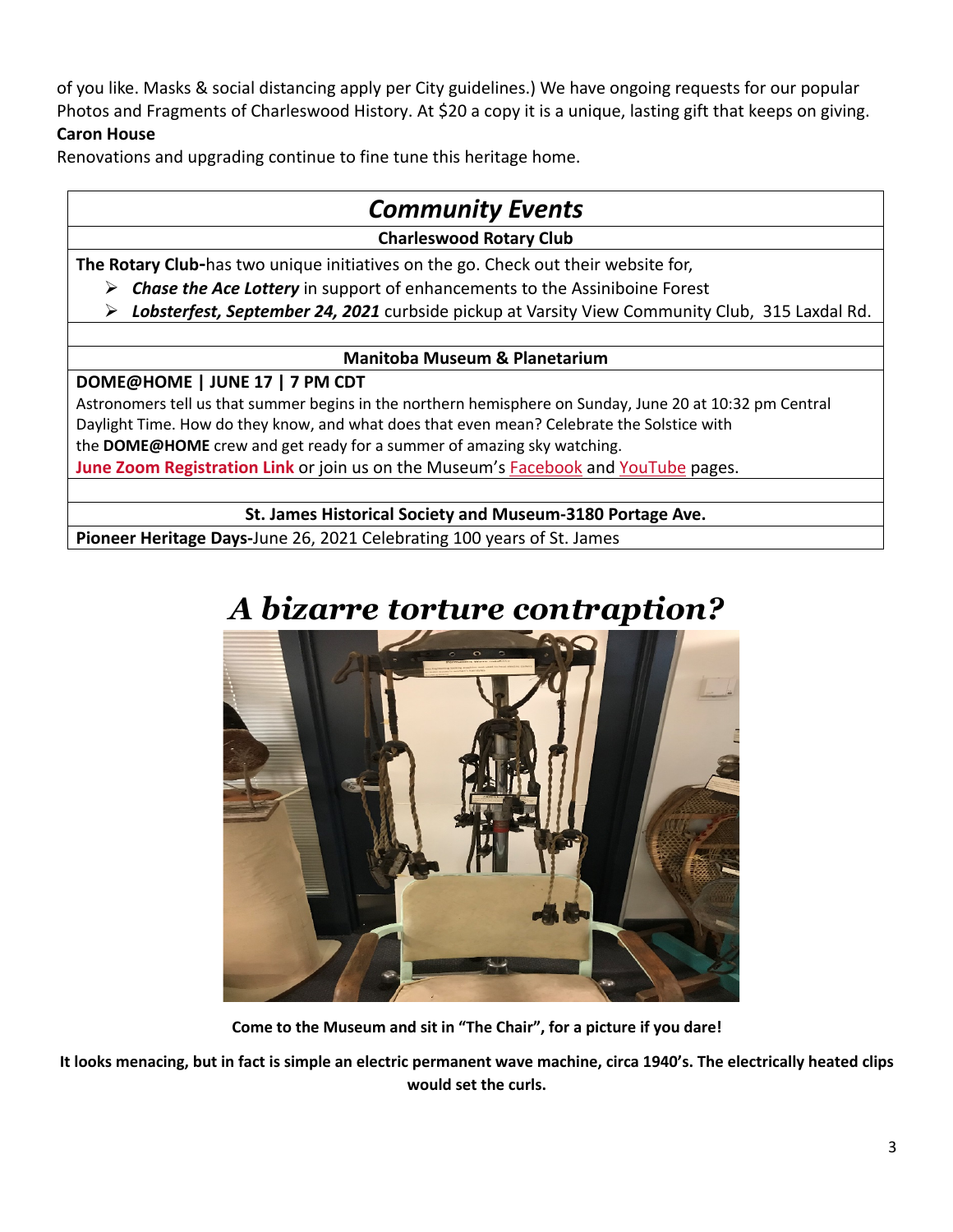of you like. Masks & social distancing apply per City guidelines.) We have ongoing requests for our popular Photos and Fragments of Charleswood History. At $20 a copy it is a unique, lasting gift that keeps on giving.

**Caron House**

Renovations and upgrading continue to fine tune this heritage home.

## *Community Events*

**Charleswood Rotary Club**

**The Rotary Club-**has two unique initiatives on the go. Check out their website for,

- ***Chase the Ace Lottery*** in support of enhancements to the Assiniboine Forest
- ***Lobsterfest, September 24, 2021*** curbside pickup at Varsity View Community Club, 315 Laxdal Rd.

**Manitoba Museum & Planetarium**

**DOME@HOME | JUNE 17 | 7 PM CDT**

Astronomers tell us that summer begins in the northern hemisphere on Sunday, June 20 at 10:32 pm Central Daylight Time. How do they know, and what does that even mean? Celebrate the Solstice with the **DOME@HOME** crew and get ready for a summer of amazing sky watching.

**June Zoom Registration Link** or join us on the Museum's Facebook and YouTube pages.

**St. James Historical Society and Museum-3180 Portage Ave.**

**Pioneer Heritage Days-**June 26, 2021 Celebrating 100 years of St. James

# *A bizarre torture contraption?*

**Come to the Museum and sit in "The Chair", for a picture if you dare!**

**It looks menacing, but in fact is simple an electric permanent wave machine, circa 1940's. The electrically heated clips would set the curls.**